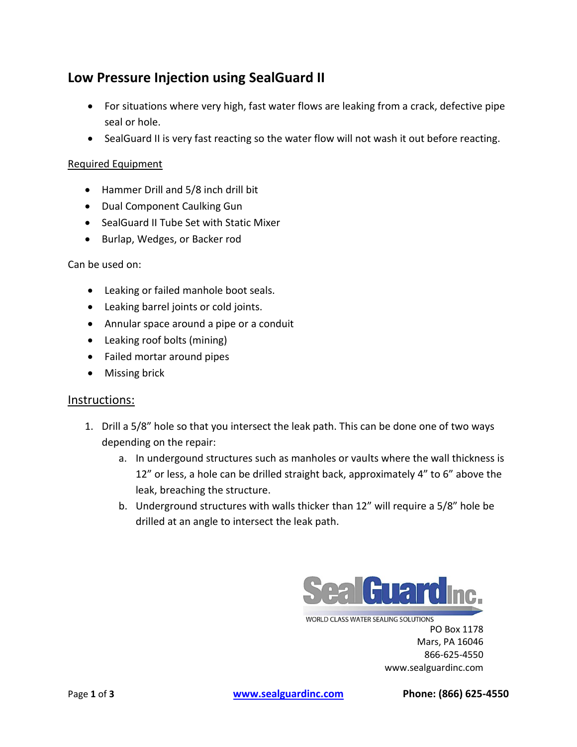# Low Pressure Injection using SealGuard II

- For situations where very high, fast water flows are leaking from a crack, defective pipe seal or hole.
- SealGuard II is very fast reacting so the water flow will not wash it out before reacting.

<u>Required Equipment</u>

- Hammer Drill and 5/8 inch drill bit
- Dual Component Caulking Gun
- SealGuard II Tube Set with Static Mixer
- Burlap, Wedges, or Backer rod

Can be used on:

- Leaking or failed manhole boot seals.
- Leaking barrel joints or cold joints.
- Annular space around a pipe or a conduit
- Leaking roof bolts (mining)
- Failed mortar around pipes
- Missing brick

## <u>Instructions:</u>

1. Drill a 5/8" hole so that you intersect the leak path. This can be done one of two ways depending on the repair:
   a. In undergound structures such as manholes or vaults where the wall thickness is 12" or less, a hole can be drilled straight back, approximately 4" to 6" above the leak, breaching the structure.
   b. Underground structures with walls thicker than 12" will require a 5/8" hole be drilled at an angle to intersect the leak path.

SealGuard Inc.
WORLD CLASS WATER SEALING SOLUTIONS
PO Box 1178
Mars, PA 16046
866-625-4550
www.sealguardinc.com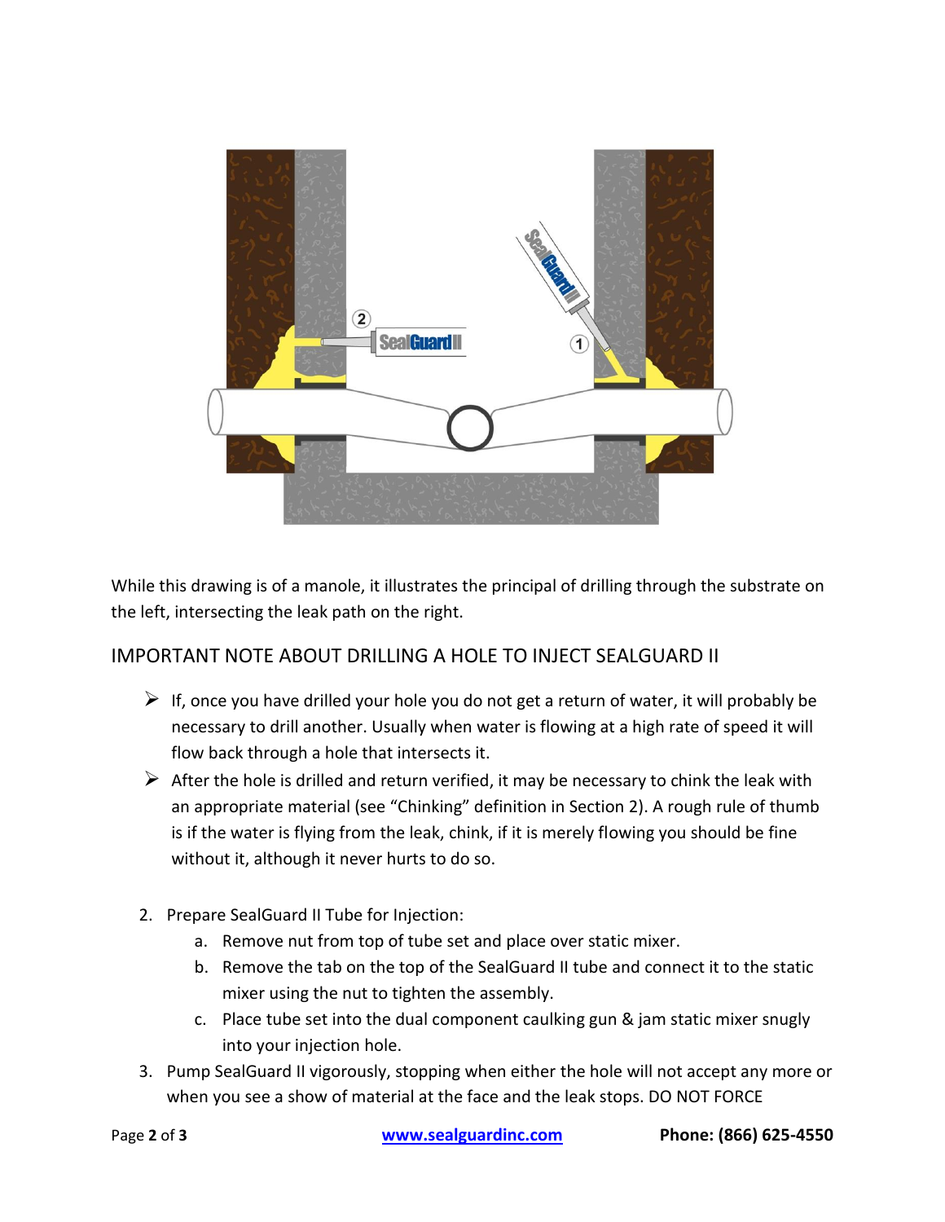While this drawing is of a manole, it illustrates the principal of drilling through the substrate on the left, intersecting the leak path on the right.

## IMPORTANT NOTE ABOUT DRILLING A HOLE TO INJECT SEALGUARD II

- If, once you have drilled your hole you do not get a return of water, it will probably be necessary to drill another. Usually when water is flowing at a high rate of speed it will flow back through a hole that intersects it.
- After the hole is drilled and return verified, it may be necessary to chink the leak with an appropriate material (see "Chinking" definition in Section 2). A rough rule of thumb is if the water is flying from the leak, chink, if it is merely flowing you should be fine without it, although it never hurts to do so.

2. Prepare SealGuard II Tube for Injection:
    a. Remove nut from top of tube set and place over static mixer.
    b. Remove the tab on the top of the SealGuard II tube and connect it to the static mixer using the nut to tighten the assembly.
    c. Place tube set into the dual component caulking gun & jam static mixer snugly into your injection hole.
3. Pump SealGuard II vigorously, stopping when either the hole will not accept any more or when you see a show of material at the face and the leak stops. DO NOT FORCE

www.sealguardinc.com **Phone: (866) 625-4550**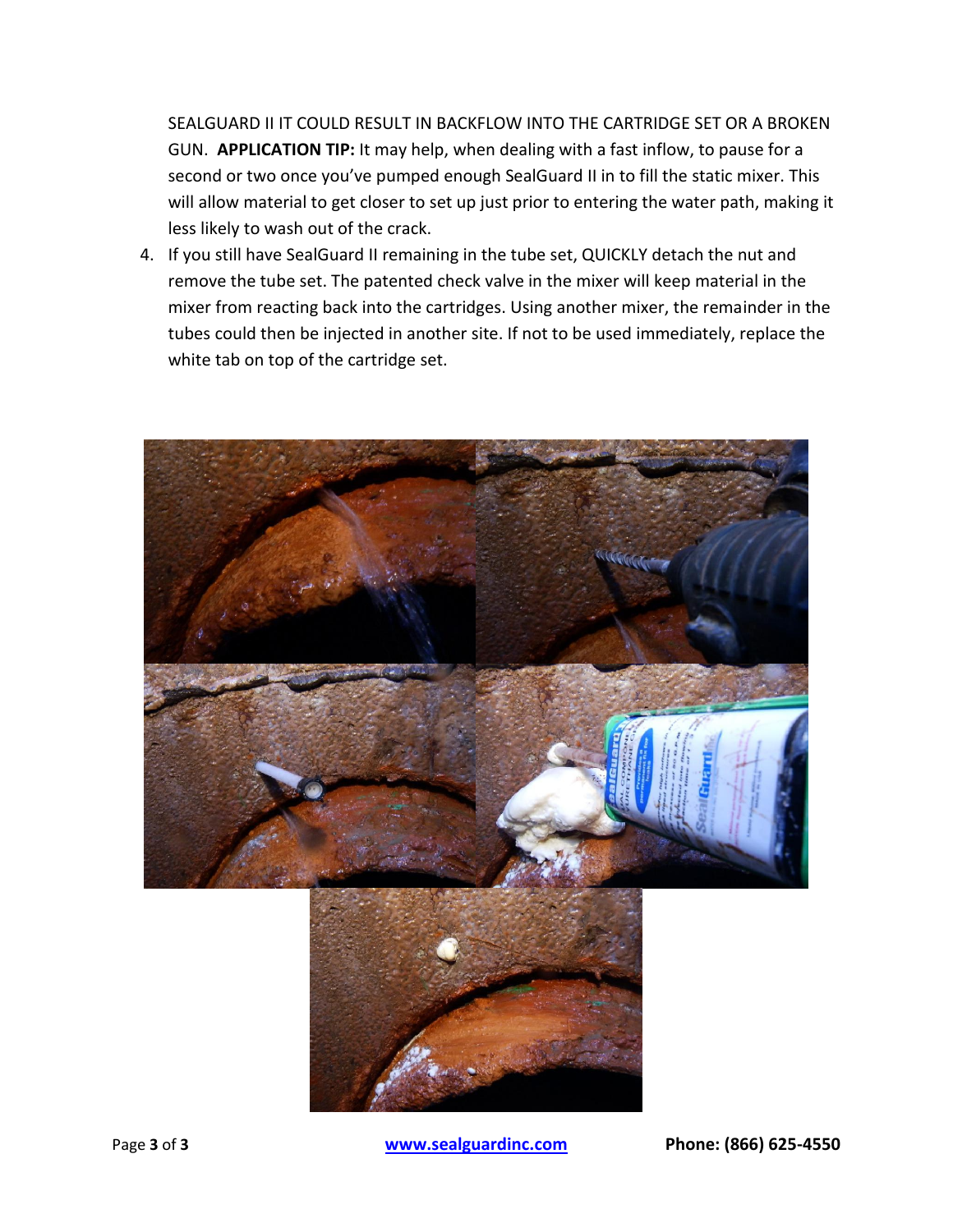SEALGUARD II IT COULD RESULT IN BACKFLOW INTO THE CARTRIDGE SET OR A BROKEN GUN. **APPLICATION TIP:** It may help, when dealing with a fast inflow, to pause for a second or two once you've pumped enough SealGuard II in to fill the static mixer. This will allow material to get closer to set up just prior to entering the water path, making it less likely to wash out of the crack.

4. If you still have SealGuard II remaining in the tube set, QUICKLY detach the nut and remove the tube set. The patented check valve in the mixer will keep material in the mixer from reacting back into the cartridges. Using another mixer, the remainder in the tubes could then be injected in another site. If not to be used immediately, replace the white tab on top of the cartridge set.